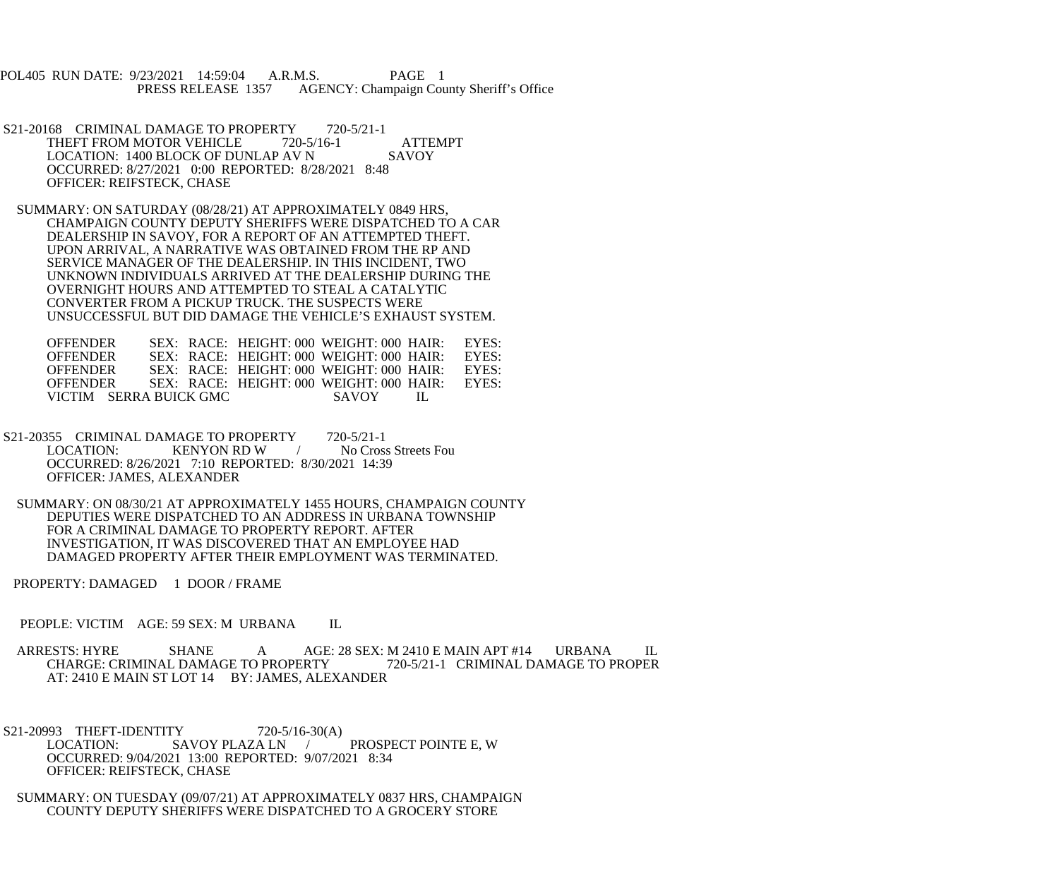POL405 RUN DATE: 9/23/2021 14:59:04 A.R.M.S. PAGE 1
PRESS RELEASE 1357 AGENCY: Champaign County Sheriff's Office

S21-20168 CRIMINAL DAMAGE TO PROPERTY 720-5/21-1
THEFT FROM MOTOR VEHICLE 720-5/16-1 ATTEMPT
LOCATION: 1400 BLOCK OF DUNLAP AV N SAVOY
OCCURRED: 8/27/2021 0:00 REPORTED: 8/28/2021 8:48
OFFICER: REIFSTECK, CHASE

SUMMARY: ON SATURDAY (08/28/21) AT APPROXIMATELY 0849 HRS, CHAMPAIGN COUNTY DEPUTY SHERIFFS WERE DISPATCHED TO A CAR DEALERSHIP IN SAVOY, FOR A REPORT OF AN ATTEMPTED THEFT. UPON ARRIVAL, A NARRATIVE WAS OBTAINED FROM THE RP AND SERVICE MANAGER OF THE DEALERSHIP. IN THIS INCIDENT, TWO UNKNOWN INDIVIDUALS ARRIVED AT THE DEALERSHIP DURING THE OVERNIGHT HOURS AND ATTEMPTED TO STEAL A CATALYTIC CONVERTER FROM A PICKUP TRUCK. THE SUSPECTS WERE UNSUCCESSFUL BUT DID DAMAGE THE VEHICLE'S EXHAUST SYSTEM.

OFFENDER SEX: RACE: HEIGHT: 000 WEIGHT: 000 HAIR: EYES:
OFFENDER SEX: RACE: HEIGHT: 000 WEIGHT: 000 HAIR: EYES:
OFFENDER SEX: RACE: HEIGHT: 000 WEIGHT: 000 HAIR: EYES:
OFFENDER SEX: RACE: HEIGHT: 000 WEIGHT: 000 HAIR: EYES:
VICTIM SERRA BUICK GMC SAVOY IL

S21-20355 CRIMINAL DAMAGE TO PROPERTY 720-5/21-1
LOCATION: KENYON RD W / No Cross Streets Fou
OCCURRED: 8/26/2021 7:10 REPORTED: 8/30/2021 14:39
OFFICER: JAMES, ALEXANDER

SUMMARY: ON 08/30/21 AT APPROXIMATELY 1455 HOURS, CHAMPAIGN COUNTY DEPUTIES WERE DISPATCHED TO AN ADDRESS IN URBANA TOWNSHIP FOR A CRIMINAL DAMAGE TO PROPERTY REPORT. AFTER INVESTIGATION, IT WAS DISCOVERED THAT AN EMPLOYEE HAD DAMAGED PROPERTY AFTER THEIR EMPLOYMENT WAS TERMINATED.

PROPERTY: DAMAGED 1 DOOR / FRAME

PEOPLE: VICTIM AGE: 59 SEX: M URBANA IL

ARRESTS: HYRE SHANE A AGE: 28 SEX: M 2410 E MAIN APT #14 URBANA IL
CHARGE: CRIMINAL DAMAGE TO PROPERTY 720-5/21-1 CRIMINAL DAMAGE TO PROPER
AT: 2410 E MAIN ST LOT 14 BY: JAMES, ALEXANDER

S21-20993 THEFT-IDENTITY 720-5/16-30(A)
LOCATION: SAVOY PLAZA LN / PROSPECT POINTE E, W
OCCURRED: 9/04/2021 13:00 REPORTED: 9/07/2021 8:34
OFFICER: REIFSTECK, CHASE

SUMMARY: ON TUESDAY (09/07/21) AT APPROXIMATELY 0837 HRS, CHAMPAIGN COUNTY DEPUTY SHERIFFS WERE DISPATCHED TO A GROCERY STORE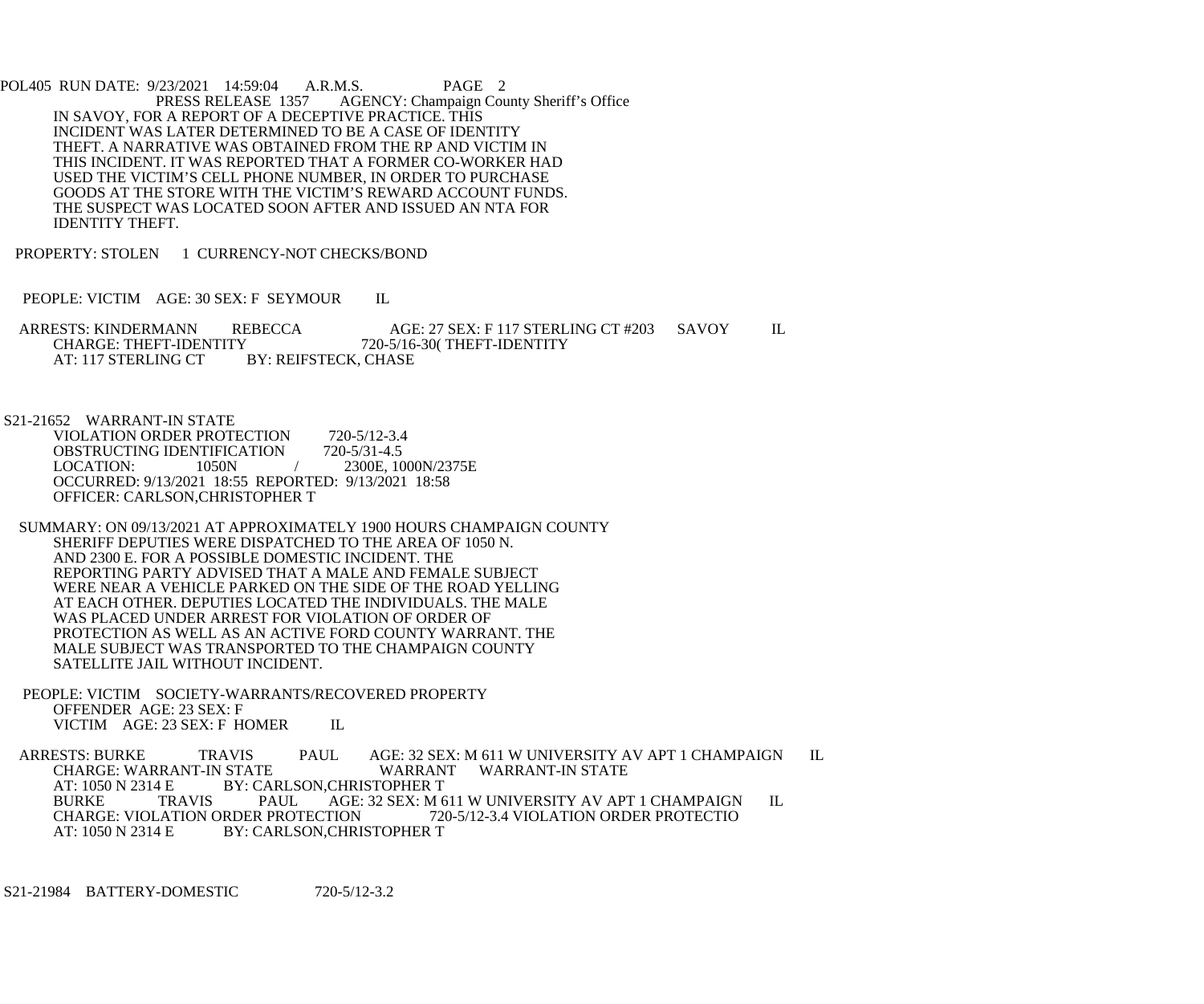IN SAVOY, FOR A REPORT OF A DECEPTIVE PRACTICE. THIS INCIDENT WAS LATER DETERMINED TO BE A CASE OF IDENTITY THEFT. A NARRATIVE WAS OBTAINED FROM THE RP AND VICTIM IN THIS INCIDENT. IT WAS REPORTED THAT A FORMER CO-WORKER HAD USED THE VICTIM'S CELL PHONE NUMBER, IN ORDER TO PURCHASE GOODS AT THE STORE WITH THE VICTIM'S REWARD ACCOUNT FUNDS. THE SUSPECT WAS LOCATED SOON AFTER AND ISSUED AN NTA FOR IDENTITY THEFT.

PROPERTY: STOLEN 1 CURRENCY-NOT CHECKS/BOND

PEOPLE: VICTIM AGE: 30 SEX: F SEYMOUR IL

ARRESTS: KINDERMANN REBECCA AGE: 27 SEX: F 117 STERLING CT #203 SAVOY IL
CHARGE: THEFT-IDENTITY 720-5/16-30( THEFT-IDENTITY
AT: 117 STERLING CT BY: REIFSTECK, CHASE

S21-21652 WARRANT-IN STATE
VIOLATION ORDER PROTECTION 720-5/12-3.4
OBSTRUCTING IDENTIFICATION 720-5/31-4.5
LOCATION: 1050N / 2300E, 1000N/2375E
OCCURRED: 9/13/2021 18:55 REPORTED: 9/13/2021 18:58
OFFICER: CARLSON,CHRISTOPHER T

SUMMARY: ON 09/13/2021 AT APPROXIMATELY 1900 HOURS CHAMPAIGN COUNTY SHERIFF DEPUTIES WERE DISPATCHED TO THE AREA OF 1050 N. AND 2300 E. FOR A POSSIBLE DOMESTIC INCIDENT. THE REPORTING PARTY ADVISED THAT A MALE AND FEMALE SUBJECT WERE NEAR A VEHICLE PARKED ON THE SIDE OF THE ROAD YELLING AT EACH OTHER. DEPUTIES LOCATED THE INDIVIDUALS. THE MALE WAS PLACED UNDER ARREST FOR VIOLATION OF ORDER OF PROTECTION AS WELL AS AN ACTIVE FORD COUNTY WARRANT. THE MALE SUBJECT WAS TRANSPORTED TO THE CHAMPAIGN COUNTY SATELLITE JAIL WITHOUT INCIDENT.

PEOPLE: VICTIM SOCIETY-WARRANTS/RECOVERED PROPERTY
OFFENDER AGE: 23 SEX: F
VICTIM AGE: 23 SEX: F HOMER IL

ARRESTS: BURKE TRAVIS PAUL AGE: 32 SEX: M 611 W UNIVERSITY AV APT 1 CHAMPAIGN IL
CHARGE: WARRANT-IN STATE WARRANT WARRANT-IN STATE
AT: 1050 N 2314 E BY: CARLSON,CHRISTOPHER T
BURKE TRAVIS PAUL AGE: 32 SEX: M 611 W UNIVERSITY AV APT 1 CHAMPAIGN IL
CHARGE: VIOLATION ORDER PROTECTION 720-5/12-3.4 VIOLATION ORDER PROTECTIO
AT: 1050 N 2314 E BY: CARLSON,CHRISTOPHER T

S21-21984 BATTERY-DOMESTIC 720-5/12-3.2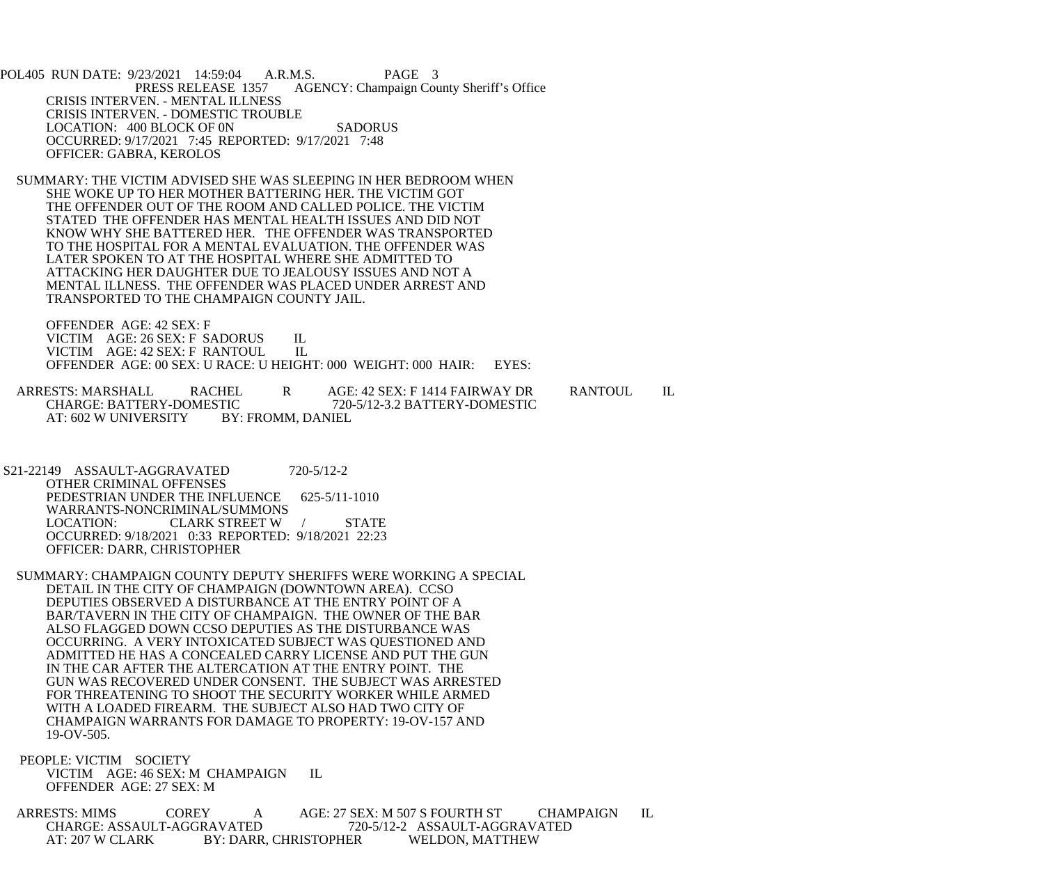CRISIS INTERVEN. - MENTAL ILLNESS
CRISIS INTERVEN. - DOMESTIC TROUBLE
LOCATION: 400 BLOCK OF 0N SADORUS
OCCURRED: 9/17/2021 7:45 REPORTED: 9/17/2021 7:48
OFFICER: GABRA, KEROLOS

SUMMARY: THE VICTIM ADVISED SHE WAS SLEEPING IN HER BEDROOM WHEN SHE WOKE UP TO HER MOTHER BATTERING HER. THE VICTIM GOT THE OFFENDER OUT OF THE ROOM AND CALLED POLICE. THE VICTIM STATED THE OFFENDER HAS MENTAL HEALTH ISSUES AND DID NOT KNOW WHY SHE BATTERED HER. THE OFFENDER WAS TRANSPORTED TO THE HOSPITAL FOR A MENTAL EVALUATION. THE OFFENDER WAS LATER SPOKEN TO AT THE HOSPITAL WHERE SHE ADMITTED TO ATTACKING HER DAUGHTER DUE TO JEALOUSY ISSUES AND NOT A MENTAL ILLNESS. THE OFFENDER WAS PLACED UNDER ARREST AND TRANSPORTED TO THE CHAMPAIGN COUNTY JAIL.

OFFENDER AGE: 42 SEX: F
VICTIM AGE: 26 SEX: F SADORUS IL
VICTIM AGE: 42 SEX: F RANTOUL IL
OFFENDER AGE: 00 SEX: U RACE: U HEIGHT: 000 WEIGHT: 000 HAIR: EYES:

ARRESTS: MARSHALL RACHEL R AGE: 42 SEX: F 1414 FAIRWAY DR RANTOUL IL
CHARGE: BATTERY-DOMESTIC 720-5/12-3.2 BATTERY-DOMESTIC
AT: 602 W UNIVERSITY BY: FROMM, DANIEL

S21-22149 ASSAULT-AGGRAVATED 720-5/12-2
OTHER CRIMINAL OFFENSES
PEDESTRIAN UNDER THE INFLUENCE 625-5/11-1010
WARRANTS-NONCRIMINAL/SUMMONS
LOCATION: CLARK STREET W / STATE
OCCURRED: 9/18/2021 0:33 REPORTED: 9/18/2021 22:23
OFFICER: DARR, CHRISTOPHER

SUMMARY: CHAMPAIGN COUNTY DEPUTY SHERIFFS WERE WORKING A SPECIAL DETAIL IN THE CITY OF CHAMPAIGN (DOWNTOWN AREA). CCSO DEPUTIES OBSERVED A DISTURBANCE AT THE ENTRY POINT OF A BAR/TAVERN IN THE CITY OF CHAMPAIGN. THE OWNER OF THE BAR ALSO FLAGGED DOWN CCSO DEPUTIES AS THE DISTURBANCE WAS OCCURRING. A VERY INTOXICATED SUBJECT WAS QUESTIONED AND ADMITTED HE HAS A CONCEALED CARRY LICENSE AND PUT THE GUN IN THE CAR AFTER THE ALTERCATION AT THE ENTRY POINT. THE GUN WAS RECOVERED UNDER CONSENT. THE SUBJECT WAS ARRESTED FOR THREATENING TO SHOOT THE SECURITY WORKER WHILE ARMED WITH A LOADED FIREARM. THE SUBJECT ALSO HAD TWO CITY OF CHAMPAIGN WARRANTS FOR DAMAGE TO PROPERTY: 19-OV-157 AND 19-OV-505.

PEOPLE: VICTIM SOCIETY
VICTIM AGE: 46 SEX: M CHAMPAIGN IL
OFFENDER AGE: 27 SEX: M

ARRESTS: MIMS COREY A AGE: 27 SEX: M 507 S FOURTH ST CHAMPAIGN IL
CHARGE: ASSAULT-AGGRAVATED 720-5/12-2 ASSAULT-AGGRAVATED
AT: 207 W CLARK BY: DARR, CHRISTOPHER WELDON, MATTHEW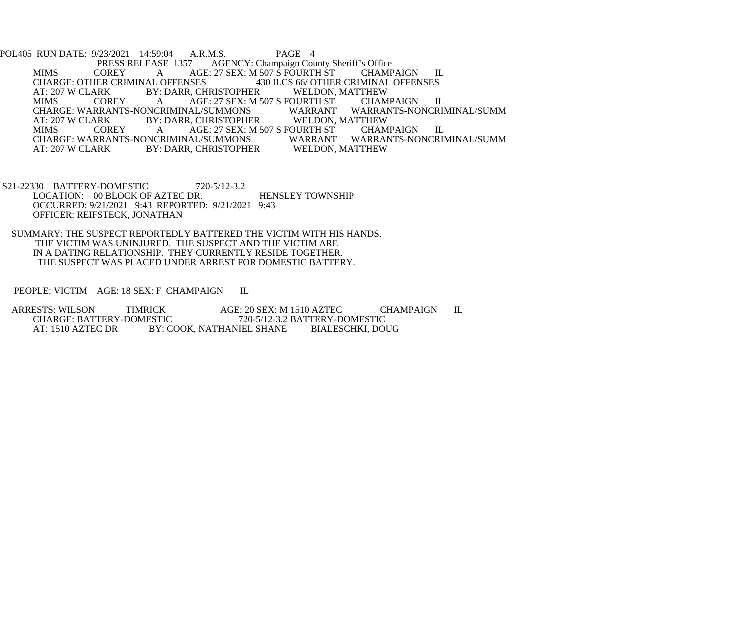POL405 RUN DATE: 9/23/2021 14:59:04 A.R.M.S. PAGE 4

PRESS RELEASE 1357 AGENCY: Champaign County Sheriff's Office

MIMS COREY A AGE: 27 SEX: M 507 S FOURTH ST CHAMPAIGN IL
CHARGE: OTHER CRIMINAL OFFENSES 430 ILCS 66/ OTHER CRIMINAL OFFENSES
AT: 207 W CLARK BY: DARR, CHRISTOPHER WELDON, MATTHEW

MIMS COREY A AGE: 27 SEX: M 507 S FOURTH ST CHAMPAIGN IL
CHARGE: WARRANTS-NONCRIMINAL/SUMMONS WARRANT WARRANTS-NONCRIMINAL/SUMM
AT: 207 W CLARK BY: DARR, CHRISTOPHER WELDON, MATTHEW

MIMS COREY A AGE: 27 SEX: M 507 S FOURTH ST CHAMPAIGN IL
CHARGE: WARRANTS-NONCRIMINAL/SUMMONS WARRANT WARRANTS-NONCRIMINAL/SUMM
AT: 207 W CLARK BY: DARR, CHRISTOPHER WELDON, MATTHEW

S21-22330 BATTERY-DOMESTIC 720-5/12-3.2
LOCATION: 00 BLOCK OF AZTEC DR. HENSLEY TOWNSHIP
OCCURRED: 9/21/2021 9:43 REPORTED: 9/21/2021 9:43
OFFICER: REIFSTECK, JONATHAN

SUMMARY: THE SUSPECT REPORTEDLY BATTERED THE VICTIM WITH HIS HANDS. THE VICTIM WAS UNINJURED. THE SUSPECT AND THE VICTIM ARE IN A DATING RELATIONSHIP. THEY CURRENTLY RESIDE TOGETHER. THE SUSPECT WAS PLACED UNDER ARREST FOR DOMESTIC BATTERY.

PEOPLE: VICTIM AGE: 18 SEX: F CHAMPAIGN IL

ARRESTS: WILSON TIMRICK AGE: 20 SEX: M 1510 AZTEC CHAMPAIGN IL
CHARGE: BATTERY-DOMESTIC 720-5/12-3.2 BATTERY-DOMESTIC
AT: 1510 AZTEC DR BY: COOK, NATHANIEL SHANE BIALESCHKI, DOUG